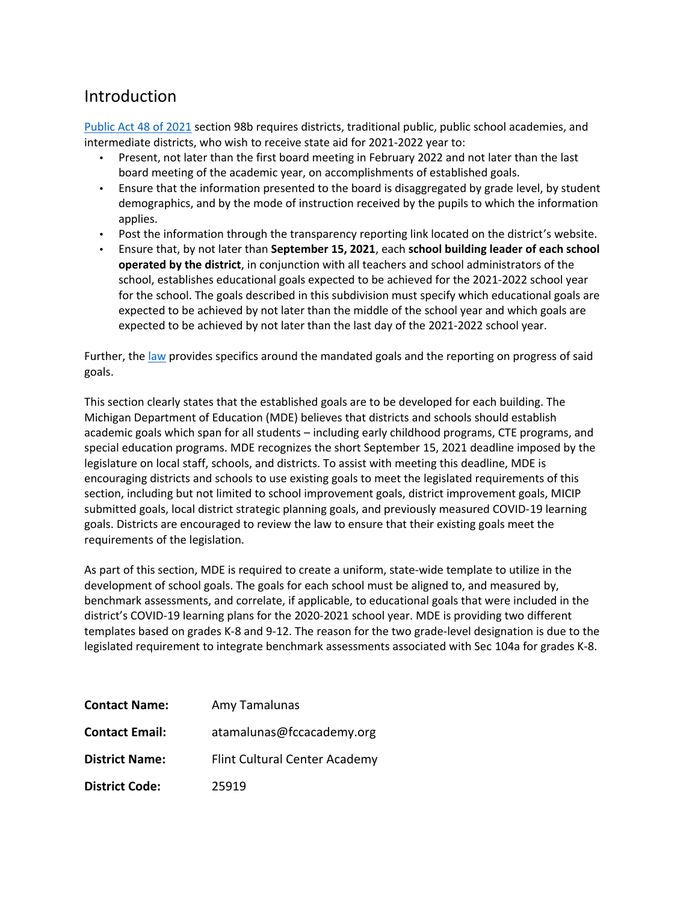# Introduction

[Public Act 48 of 2021](#) section 98b requires districts, traditional public, public school academies, and intermediate districts, who wish to receive state aid for 2021-2022 year to:

- Present, not later than the first board meeting in February 2022 and not later than the last board meeting of the academic year, on accomplishments of established goals.
- Ensure that the information presented to the board is disaggregated by grade level, by student demographics, and by the mode of instruction received by the pupils to which the information applies.
- Post the information through the transparency reporting link located on the district's website.
- Ensure that, by not later than **September 15, 2021**, each **school building leader of each school operated by the district**, in conjunction with all teachers and school administrators of the school, establishes educational goals expected to be achieved for the 2021-2022 school year for the school. The goals described in this subdivision must specify which educational goals are expected to be achieved by not later than the middle of the school year and which goals are expected to be achieved by not later than the last day of the 2021-2022 school year.

Further, the [law](#) provides specifics around the mandated goals and the reporting on progress of said goals.

This section clearly states that the established goals are to be developed for each building. The Michigan Department of Education (MDE) believes that districts and schools should establish academic goals which span for all students – including early childhood programs, CTE programs, and special education programs. MDE recognizes the short September 15, 2021 deadline imposed by the legislature on local staff, schools, and districts. To assist with meeting this deadline, MDE is encouraging districts and schools to use existing goals to meet the legislated requirements of this section, including but not limited to school improvement goals, district improvement goals, MICIP submitted goals, local district strategic planning goals, and previously measured COVID-19 learning goals. Districts are encouraged to review the law to ensure that their existing goals meet the requirements of the legislation.

As part of this section, MDE is required to create a uniform, state-wide template to utilize in the development of school goals. The goals for each school must be aligned to, and measured by, benchmark assessments, and correlate, if applicable, to educational goals that were included in the district's COVID-19 learning plans for the 2020-2021 school year. MDE is providing two different templates based on grades K-8 and 9-12. The reason for the two grade-level designation is due to the legislated requirement to integrate benchmark assessments associated with Sec 104a for grades K-8.

**Contact Name:** Amy Tamalunas

**Contact Email:** atamalunas@fccacademy.org

**District Name:** Flint Cultural Center Academy

**District Code:** 25919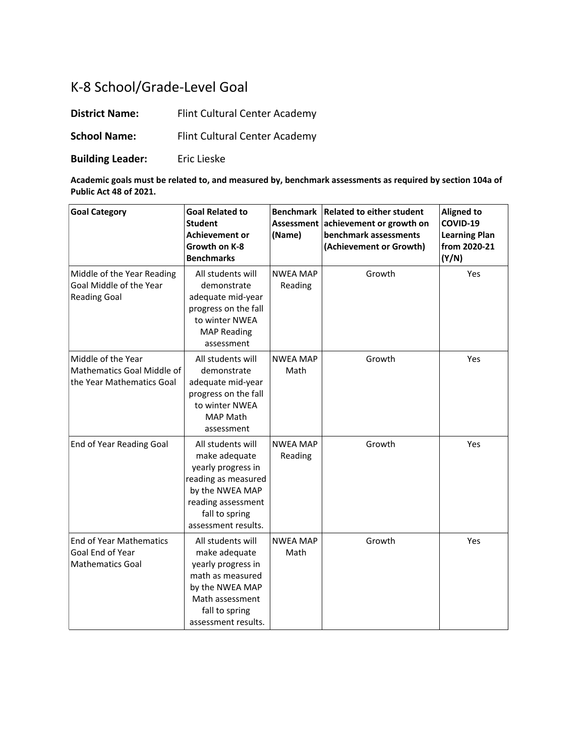# K-8 School/Grade-Level Goal

**District Name:** Flint Cultural Center Academy

**School Name:** Flint Cultural Center Academy

**Building Leader:** Eric Lieske

**Academic goals must be related to, and measured by, benchmark assessments as required by section 104a of Public Act 48 of 2021.**

| Goal Category | Goal Related to Student Achievement or Growth on K-8 Benchmarks | Benchmark Assessment (Name) | Related to either student achievement or growth on benchmark assessments (Achievement or Growth) | Aligned to COVID-19 Learning Plan from 2020-21 (Y/N) |
|---|---|---|---|---|
| Middle of the Year Reading Goal Middle of the Year Reading Goal | All students will demonstrate adequate mid-year progress on the fall to winter NWEA MAP Reading assessment | NWEA MAP Reading | Growth | Yes |
| Middle of the Year Mathematics Goal Middle of the Year Mathematics Goal | All students will demonstrate adequate mid-year progress on the fall to winter NWEA MAP Math assessment | NWEA MAP Math | Growth | Yes |
| End of Year Reading Goal | All students will make adequate yearly progress in reading as measured by the NWEA MAP reading assessment fall to spring assessment results. | NWEA MAP Reading | Growth | Yes |
| End of Year Mathematics Goal End of Year Mathematics Goal | All students will make adequate yearly progress in math as measured by the NWEA MAP Math assessment fall to spring assessment results. | NWEA MAP Math | Growth | Yes |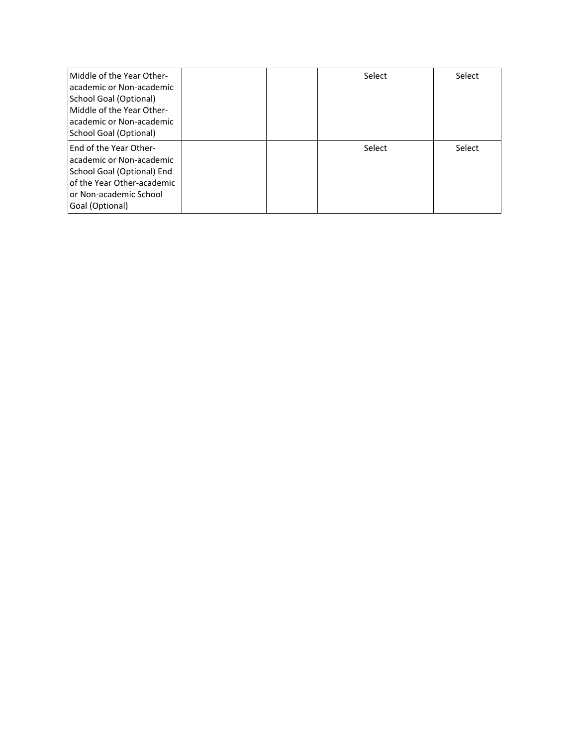| Middle of the Year Other-academic or Non-academic School Goal (Optional) Middle of the Year Other-academic or Non-academic School Goal (Optional) | | | Select | Select |
|---|---|---|---|---|
| End of the Year Other-academic or Non-academic School Goal (Optional) End of the Year Other-academic or Non-academic School Goal (Optional) | | | Select | Select |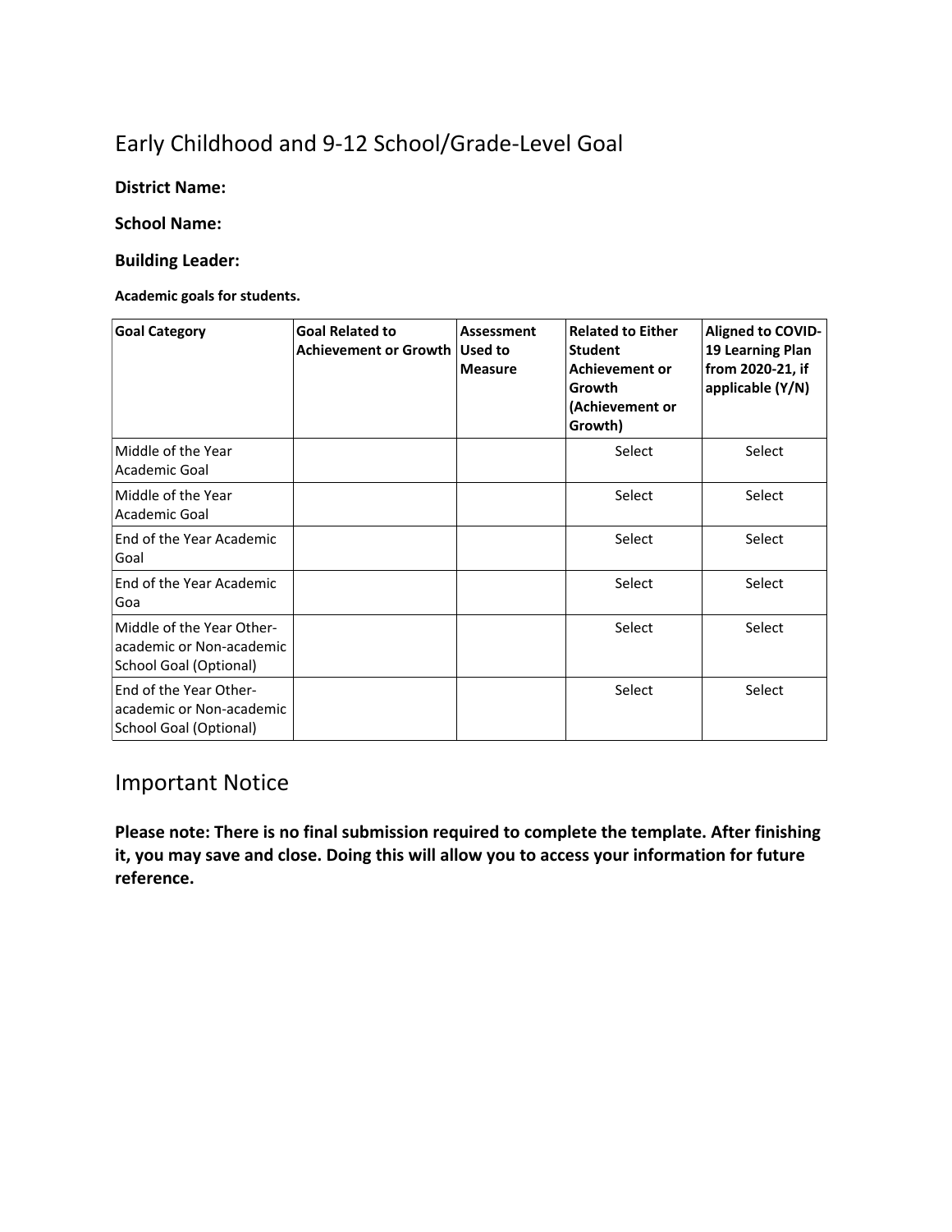## Early Childhood and 9-12 School/Grade-Level Goal

**District Name:**

**School Name:**

**Building Leader:**

**Academic goals for students.**

| **Goal Category** | **Goal Related to Achievement or Growth** | **Assessment Used to Measure** | **Related to Either Student Achievement or Growth (Achievement or Growth)** | **Aligned to COVID-19 Learning Plan from 2020-21, if applicable (Y/N)** |
|---|---|---|---|---|
| Middle of the Year Academic Goal | | | Select | Select |
| Middle of the Year Academic Goal | | | Select | Select |
| End of the Year Academic Goal | | | Select | Select |
| End of the Year Academic Goa | | | Select | Select |
| Middle of the Year Other-academic or Non-academic School Goal (Optional) | | | Select | Select |
| End of the Year Other-academic or Non-academic School Goal (Optional) | | | Select | Select |

## Important Notice

**Please note: There is no final submission required to complete the template. After finishing it, you may save and close. Doing this will allow you to access your information for future reference.**